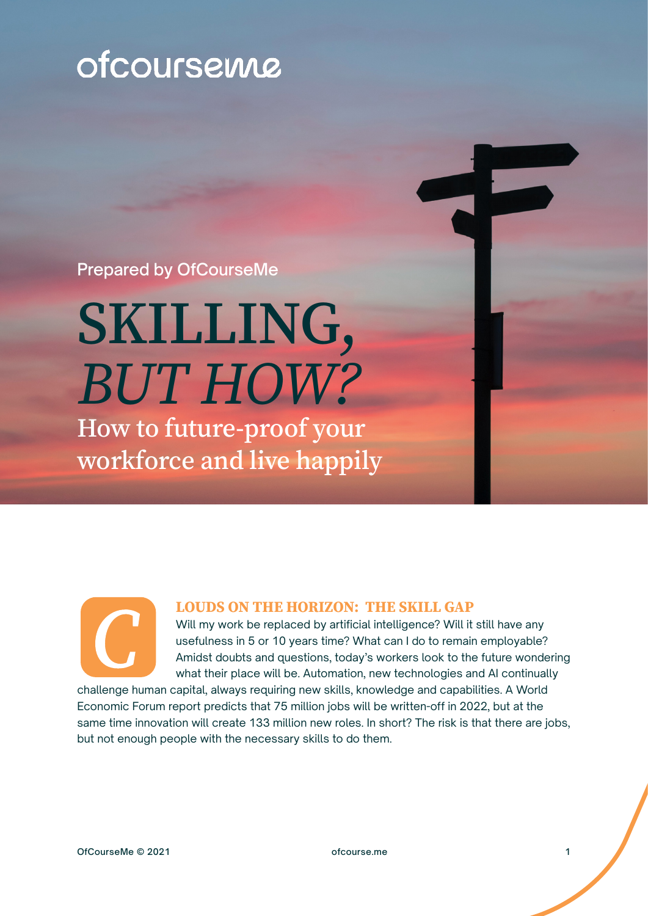ofcourseme

Prepared by OfCourseMe

# SKILLING, *BUT HOW?*

## How to future-proof your workforce and live happily

### CLOUDS ON THE HORIZON: THE SKILL GAP

Will my work be replaced by artificial intelligence? Will it still have any usefulness in 5 or 10 years time? What can I do to remain employable? Amidst doubts and questions, today's workers look to the future wondering what their place will be. Automation, new technologies and AI continually challenge human capital, always requiring new skills, knowledge and capabilities. A World Economic Forum report predicts that 75 million jobs will be written-off in 2022, but at the same time innovation will create 133 million new roles. In short? The risk is that there are jobs, but not enough people with the necessary skills to do them.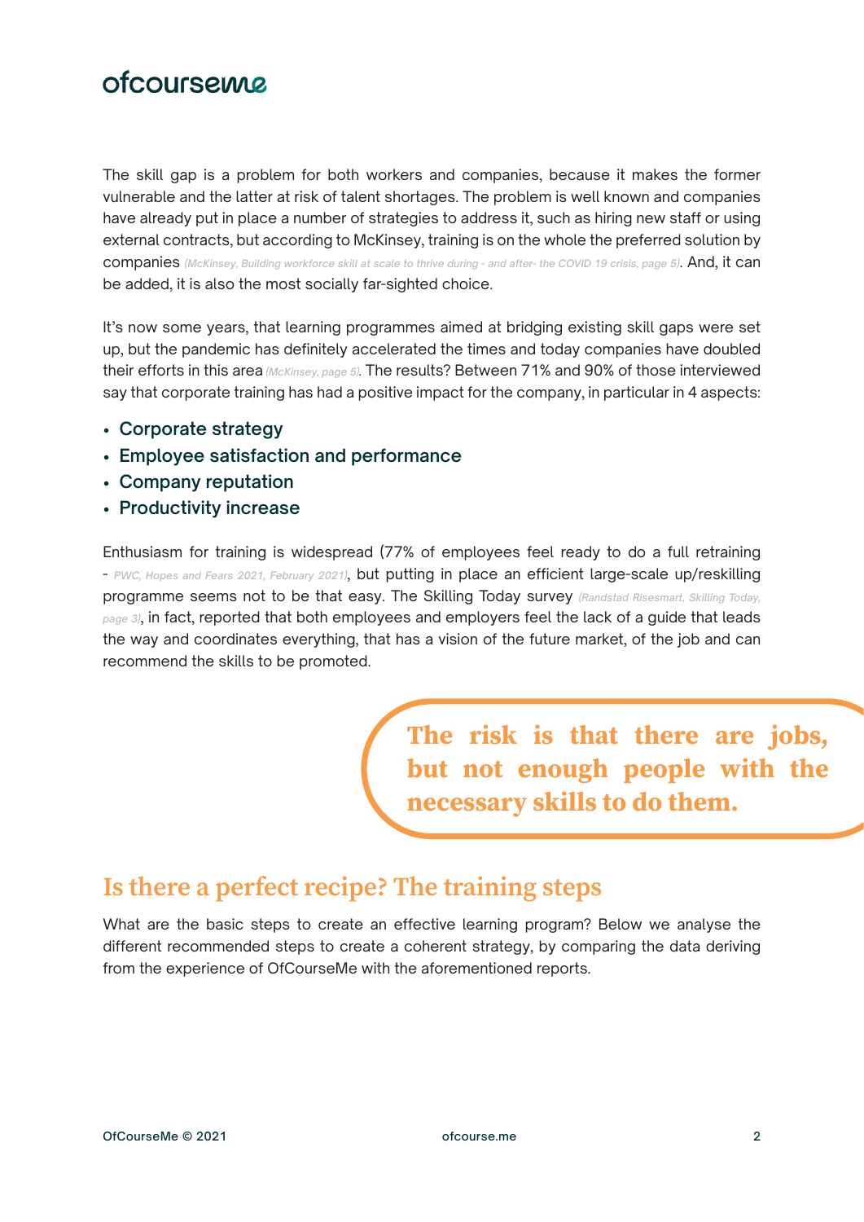The skill gap is a problem for both workers and companies, because it makes the former vulnerable and the latter at risk of talent shortages. The problem is well known and companies have already put in place a number of strategies to address it, such as hiring new staff or using external contracts, but according to McKinsey, training is on the whole the preferred solution by companies *(McKinsey, Building workforce skill at scale to thrive during - and after- the COVID 19 crisis, page 5)*. And, it can be added, it is also the most socially far-sighted choice.

It's now some years, that learning programmes aimed at bridging existing skill gaps were set up, but the pandemic has definitely accelerated the times and today companies have doubled their efforts in this area *(McKinsey, page 5)*. The results? Between 71% and 90% of those interviewed say that corporate training has had a positive impact for the company, in particular in 4 aspects:

- Corporate strategy
- Employee satisfaction and performance
- Company reputation
- Productivity increase

Enthusiasm for training is widespread (77% of employees feel ready to do a full retraining - *PWC, Hopes and Fears 2021, February 2021)*, but putting in place an efficient large-scale up/reskilling programme seems not to be that easy. The Skilling Today survey *(Randstad Risesmart, Skilling Today, page 3)*, in fact, reported that both employees and employers feel the lack of a guide that leads the way and coordinates everything, that has a vision of the future market, of the job and can recommend the skills to be promoted.

> **The risk is that there are jobs, but not enough people with the necessary skills to do them.**

## Is there a perfect recipe? The training steps

What are the basic steps to create an effective learning program? Below we analyse the different recommended steps to create a coherent strategy, by comparing the data deriving from the experience of OfCourseMe with the aforementioned reports.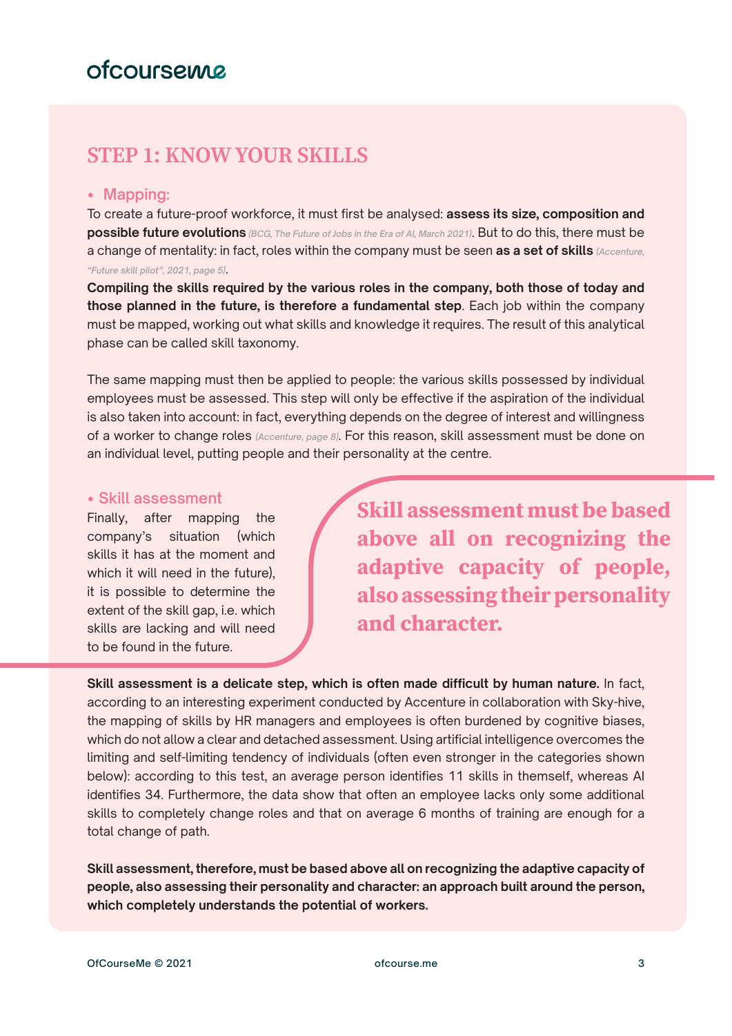## STEP 1: KNOW YOUR SKILLS

- **Mapping:**

To create a future-proof workforce, it must first be analysed: **assess its size, composition and possible future evolutions** *(BCG, The Future of Jobs in the Era of AI, March 2021)*. But to do this, there must be a change of mentality: in fact, roles within the company must be seen **as a set of skills** *(Accenture, "Future skill pilot", 2021, page 5)*.

**Compiling the skills required by the various roles in the company, both those of today and those planned in the future, is therefore a fundamental step**. Each job within the company must be mapped, working out what skills and knowledge it requires. The result of this analytical phase can be called skill taxonomy.

The same mapping must then be applied to people: the various skills possessed by individual employees must be assessed. This step will only be effective if the aspiration of the individual is also taken into account: in fact, everything depends on the degree of interest and willingness of a worker to change roles *(Accenture, page 8)*. For this reason, skill assessment must be done on an individual level, putting people and their personality at the centre.

- **Skill assessment**

Finally, after mapping the company's situation (which skills it has at the moment and which it will need in the future), it is possible to determine the extent of the skill gap, i.e. which skills are lacking and will need to be found in the future.

> **Skill assessment must be based above all on recognizing the adaptive capacity of people, also assessing their personality and character.**

**Skill assessment is a delicate step, which is often made difficult by human nature.** In fact, according to an interesting experiment conducted by Accenture in collaboration with Sky-hive, the mapping of skills by HR managers and employees is often burdened by cognitive biases, which do not allow a clear and detached assessment. Using artificial intelligence overcomes the limiting and self-limiting tendency of individuals (often even stronger in the categories shown below): according to this test, an average person identifies 11 skills in themself, whereas AI identifies 34. Furthermore, the data show that often an employee lacks only some additional skills to completely change roles and that on average 6 months of training are enough for a total change of path.

**Skill assessment, therefore, must be based above all on recognizing the adaptive capacity of people, also assessing their personality and character: an approach built around the person, which completely understands the potential of workers.**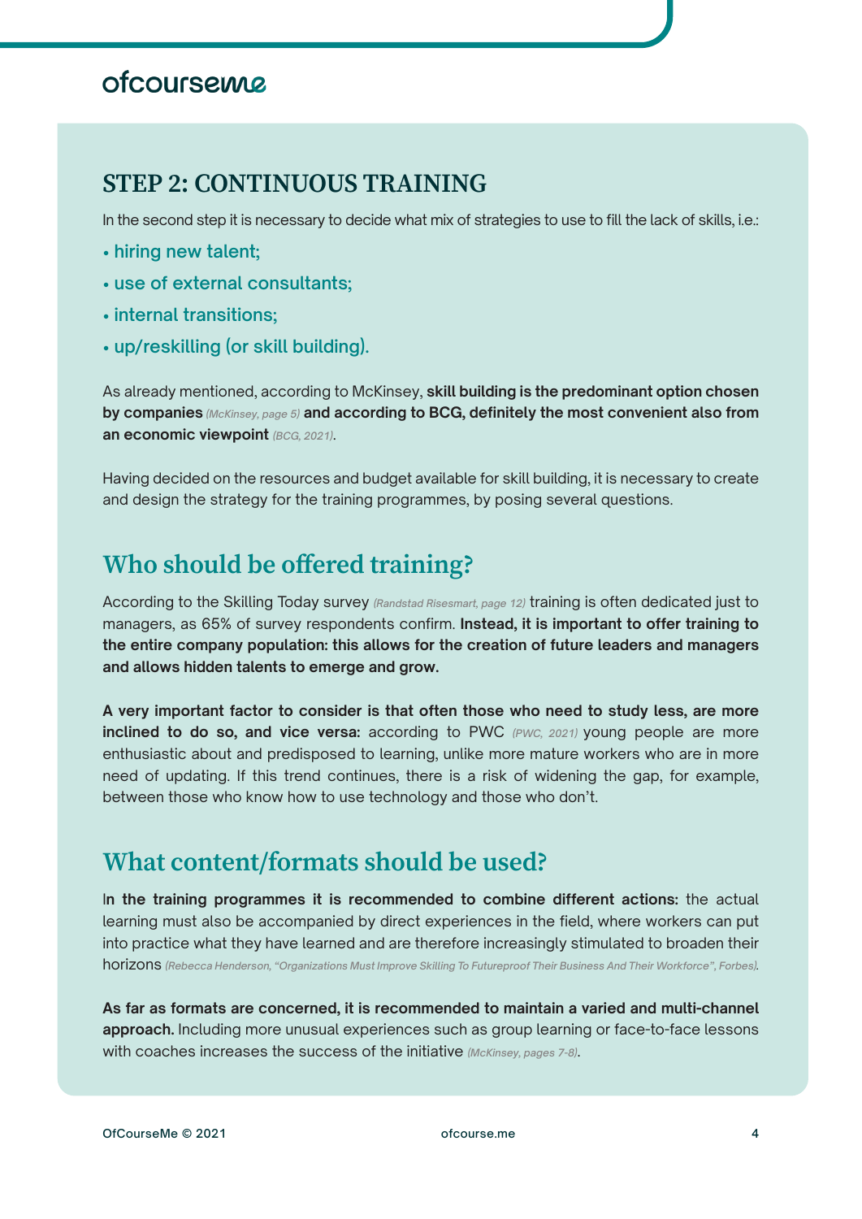## STEP 2: CONTINUOUS TRAINING

In the second step it is necessary to decide what mix of strategies to use to fill the lack of skills, i.e.:

- hiring new talent;
- use of external consultants;
- internal transitions;
- up/reskilling (or skill building).

As already mentioned, according to McKinsey, **skill building is the predominant option chosen by companies** *(McKinsey, page 5)* **and according to BCG, definitely the most convenient also from an economic viewpoint** *(BCG, 2021)*.

Having decided on the resources and budget available for skill building, it is necessary to create and design the strategy for the training programmes, by posing several questions.

## Who should be offered training?

According to the Skilling Today survey *(Randstad Risesmart, page 12)* training is often dedicated just to managers, as 65% of survey respondents confirm. **Instead, it is important to offer training to the entire company population: this allows for the creation of future leaders and managers and allows hidden talents to emerge and grow.**

**A very important factor to consider is that often those who need to study less, are more inclined to do so, and vice versa:** according to PWC *(PWC, 2021)* young people are more enthusiastic about and predisposed to learning, unlike more mature workers who are in more need of updating. If this trend continues, there is a risk of widening the gap, for example, between those who know how to use technology and those who don't.

## What content/formats should be used?

I**n the training programmes it is recommended to combine different actions:** the actual learning must also be accompanied by direct experiences in the field, where workers can put into practice what they have learned and are therefore increasingly stimulated to broaden their horizons *(Rebecca Henderson, "Organizations Must Improve Skilling To Futureproof Their Business And Their Workforce", Forbes)*.

**As far as formats are concerned, it is recommended to maintain a varied and multi-channel approach.** Including more unusual experiences such as group learning or face-to-face lessons with coaches increases the success of the initiative *(McKinsey, pages 7-8)*.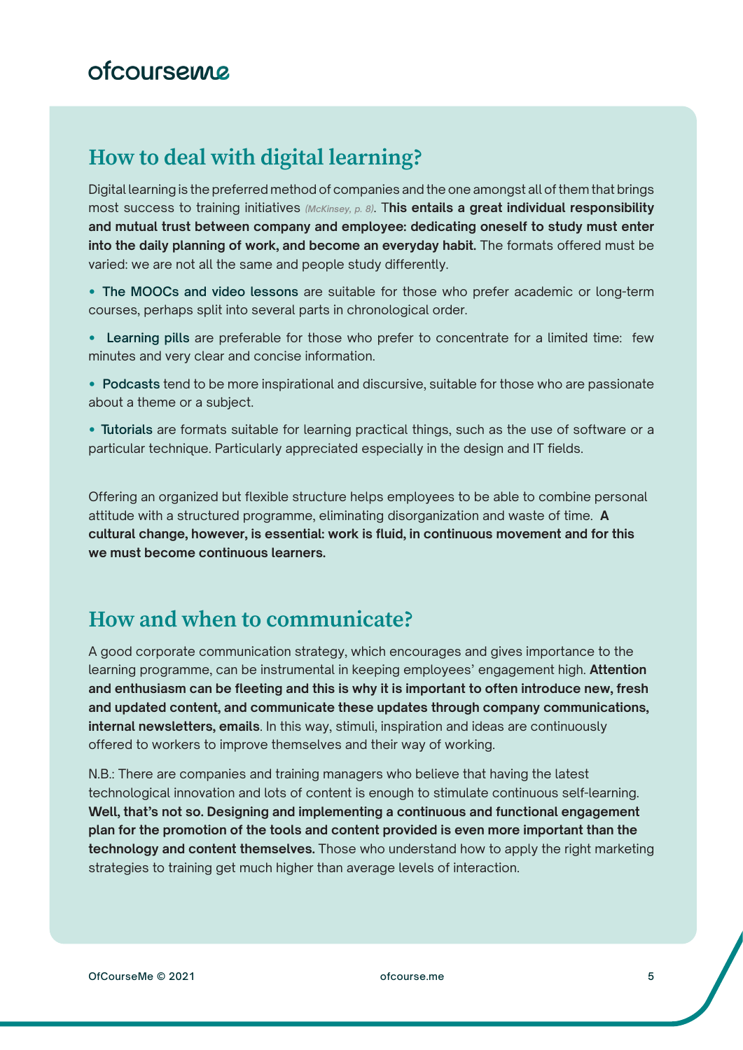## How to deal with digital learning?

Digital learning is the preferred method of companies and the one amongst all of them that brings most success to training initiatives *(McKinsey, p. 8)*. **This entails a great individual responsibility and mutual trust between company and employee: dedicating oneself to study must enter into the daily planning of work, and become an everyday habit.** The formats offered must be varied: we are not all the same and people study differently.

- **The MOOCs and video lessons** are suitable for those who prefer academic or long-term courses, perhaps split into several parts in chronological order.
- **Learning pills** are preferable for those who prefer to concentrate for a limited time: few minutes and very clear and concise information.
- **Podcasts** tend to be more inspirational and discursive, suitable for those who are passionate about a theme or a subject.
- **Tutorials** are formats suitable for learning practical things, such as the use of software or a particular technique. Particularly appreciated especially in the design and IT fields.

Offering an organized but flexible structure helps employees to be able to combine personal attitude with a structured programme, eliminating disorganization and waste of time. **A cultural change, however, is essential: work is fluid, in continuous movement and for this we must become continuous learners.**

## How and when to communicate?

A good corporate communication strategy, which encourages and gives importance to the learning programme, can be instrumental in keeping employees' engagement high. **Attention and enthusiasm can be fleeting and this is why it is important to often introduce new, fresh and updated content, and communicate these updates through company communications, internal newsletters, emails**. In this way, stimuli, inspiration and ideas are continuously offered to workers to improve themselves and their way of working.

N.B.: There are companies and training managers who believe that having the latest technological innovation and lots of content is enough to stimulate continuous self-learning. **Well, that's not so. Designing and implementing a continuous and functional engagement plan for the promotion of the tools and content provided is even more important than the technology and content themselves.** Those who understand how to apply the right marketing strategies to training get much higher than average levels of interaction.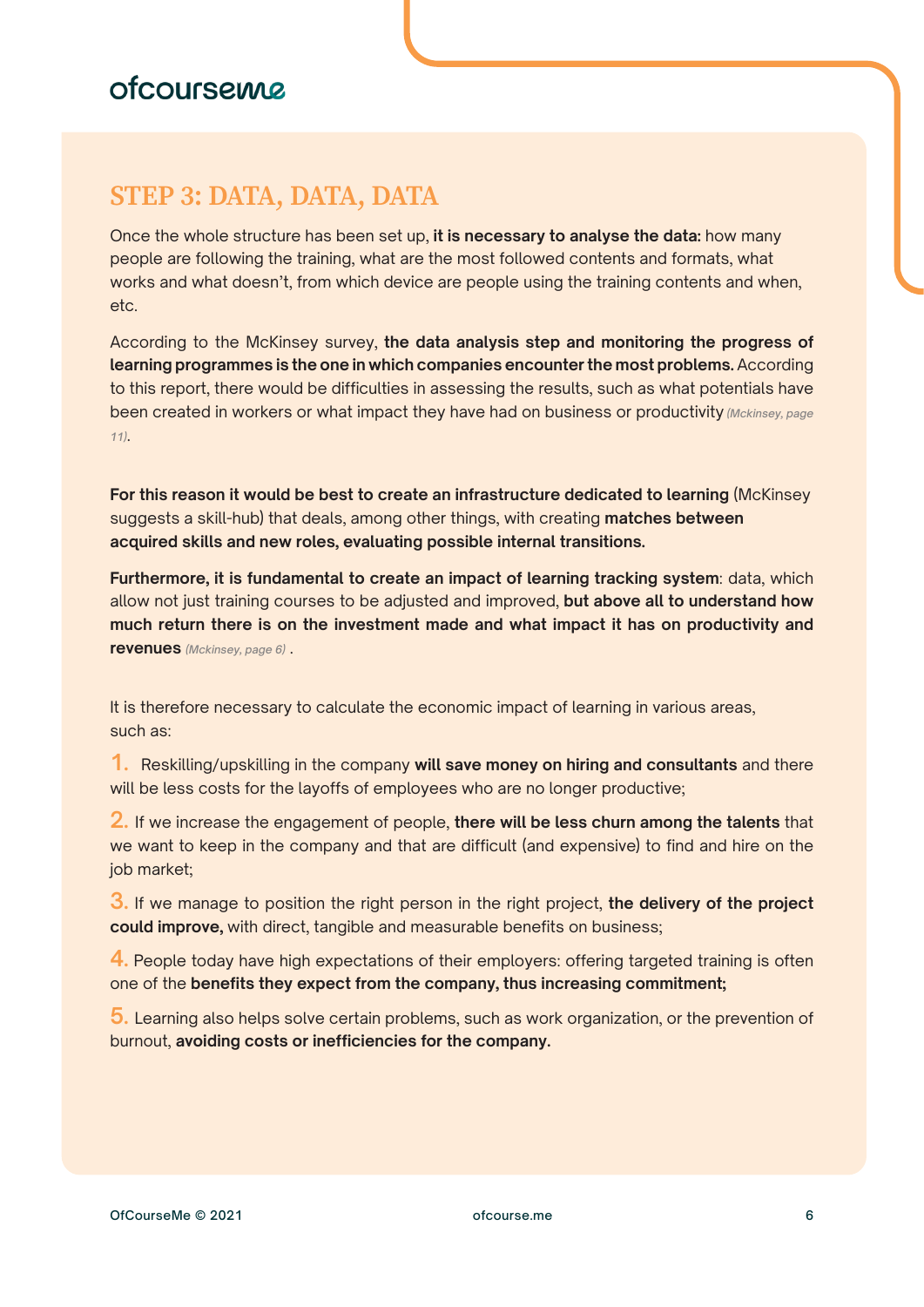## STEP 3: DATA, DATA, DATA

Once the whole structure has been set up, **it is necessary to analyse the data:** how many people are following the training, what are the most followed contents and formats, what works and what doesn't, from which device are people using the training contents and when, etc.

According to the McKinsey survey, **the data analysis step and monitoring the progress of learning programmes is the one in which companies encounter the most problems.** According to this report, there would be difficulties in assessing the results, such as what potentials have been created in workers or what impact they have had on business or productivity *(Mckinsey, page 11)*.

**For this reason it would be best to create an infrastructure dedicated to learning** (McKinsey suggests a skill-hub) that deals, among other things, with creating **matches between acquired skills and new roles, evaluating possible internal transitions.**

**Furthermore, it is fundamental to create an impact of learning tracking system**: data, which allow not just training courses to be adjusted and improved, **but above all to understand how much return there is on the investment made and what impact it has on productivity and revenues** *(Mckinsey, page 6)* .

It is therefore necessary to calculate the economic impact of learning in various areas, such as:

1. Reskilling/upskilling in the company **will save money on hiring and consultants** and there will be less costs for the layoffs of employees who are no longer productive;
2. If we increase the engagement of people, **there will be less churn among the talents** that we want to keep in the company and that are difficult (and expensive) to find and hire on the job market;
3. If we manage to position the right person in the right project, **the delivery of the project could improve,** with direct, tangible and measurable benefits on business;
4. People today have high expectations of their employers: offering targeted training is often one of the **benefits they expect from the company, thus increasing commitment;**
5. Learning also helps solve certain problems, such as work organization, or the prevention of burnout, **avoiding costs or inefficiencies for the company.**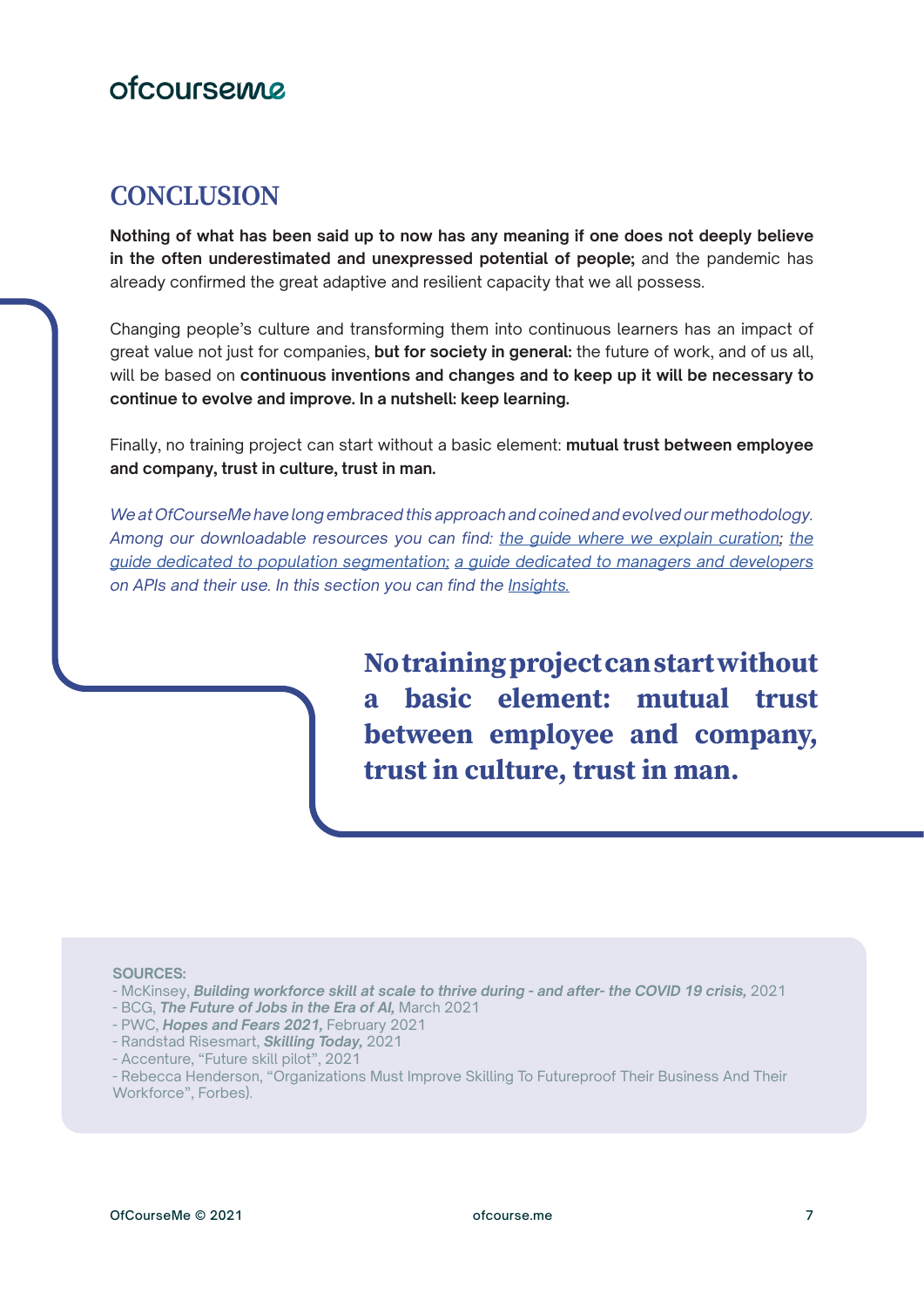## CONCLUSION

**Nothing of what has been said up to now has any meaning if one does not deeply believe in the often underestimated and unexpressed potential of people;** and the pandemic has already confirmed the great adaptive and resilient capacity that we all possess.

Changing people's culture and transforming them into continuous learners has an impact of great value not just for companies, **but for society in general:** the future of work, and of us all, will be based on **continuous inventions and changes and to keep up it will be necessary to continue to evolve and improve. In a nutshell: keep learning.**

Finally, no training project can start without a basic element: **mutual trust between employee and company, trust in culture, trust in man.**

*We at OfCourseMe have long embraced this approach and coined and evolved our methodology. Among our downloadable resources you can find: the guide where we explain curation; the guide dedicated to population segmentation; a guide dedicated to managers and developers on APIs and their use. In this section you can find the Insights.*

**No training project can start without a basic element: mutual trust between employee and company, trust in culture, trust in man.**

**SOURCES:**

- McKinsey, ***Building workforce skill at scale to thrive during - and after- the COVID 19 crisis,*** 2021
- BCG, ***The Future of Jobs in the Era of AI,*** March 2021
- PWC, ***Hopes and Fears 2021,*** February 2021
- Randstad Risesmart, ***Skilling Today,*** 2021
- Accenture, "Future skill pilot", 2021
- Rebecca Henderson, "Organizations Must Improve Skilling To Futureproof Their Business And Their Workforce", Forbes).